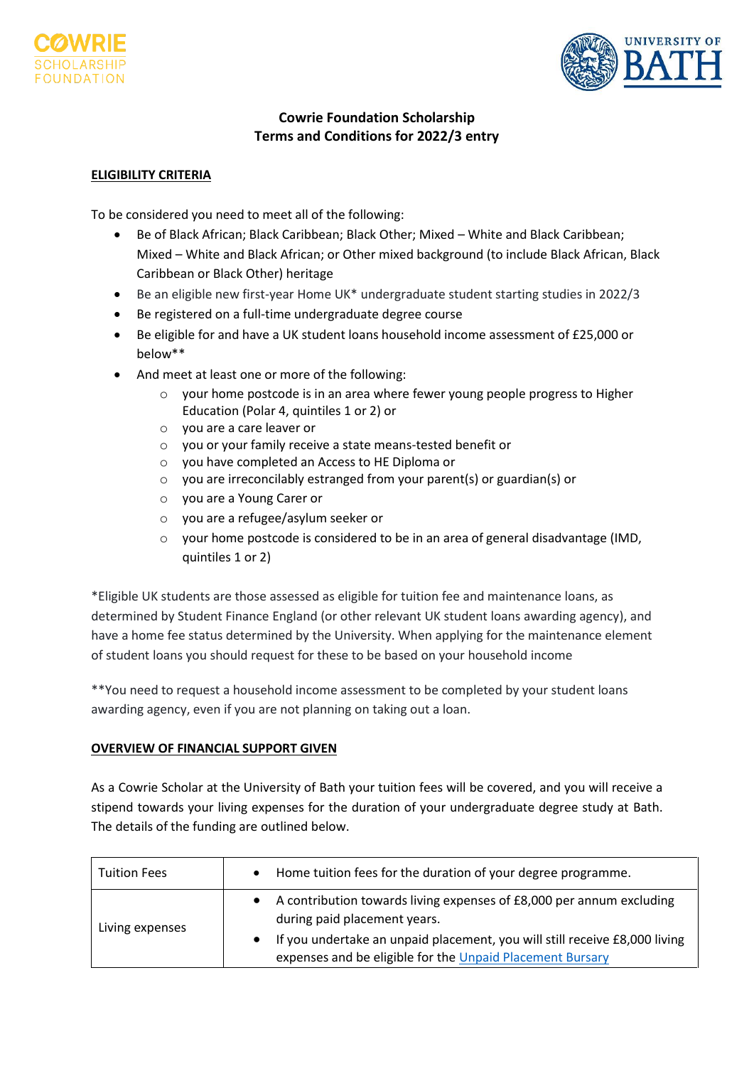# Cowrie Foundation Scholarship
# Terms and Conditions for 2022/3 entry

## ELIGIBILITY CRITERIA

To be considered you need to meet all of the following:

- Be of Black African; Black Caribbean; Black Other; Mixed – White and Black Caribbean; Mixed – White and Black African; or Other mixed background (to include Black African, Black Caribbean or Black Other) heritage
- Be an eligible new first-year Home UK* undergraduate student starting studies in 2022/3
- Be registered on a full-time undergraduate degree course
- Be eligible for and have a UK student loans household income assessment of £25,000 or below**
- And meet at least one or more of the following:
  - your home postcode is in an area where fewer young people progress to Higher Education (Polar 4, quintiles 1 or 2) or
  - you are a care leaver or
  - you or your family receive a state means-tested benefit or
  - you have completed an Access to HE Diploma or
  - you are irreconcilably estranged from your parent(s) or guardian(s) or
  - you are a Young Carer or
  - you are a refugee/asylum seeker or
  - your home postcode is considered to be in an area of general disadvantage (IMD, quintiles 1 or 2)

*Eligible UK students are those assessed as eligible for tuition fee and maintenance loans, as determined by Student Finance England (or other relevant UK student loans awarding agency), and have a home fee status determined by the University. When applying for the maintenance element of student loans you should request for these to be based on your household income

**You need to request a household income assessment to be completed by your student loans awarding agency, even if you are not planning on taking out a loan.

## OVERVIEW OF FINANCIAL SUPPORT GIVEN

As a Cowrie Scholar at the University of Bath your tuition fees will be covered, and you will receive a stipend towards your living expenses for the duration of your undergraduate degree study at Bath. The details of the funding are outlined below.

| | |
|---|---|
| Tuition Fees | • Home tuition fees for the duration of your degree programme. |
| Living expenses | • A contribution towards living expenses of £8,000 per annum excluding during paid placement years. <br> • If you undertake an unpaid placement, you will still receive £8,000 living expenses and be eligible for the Unpaid Placement Bursary |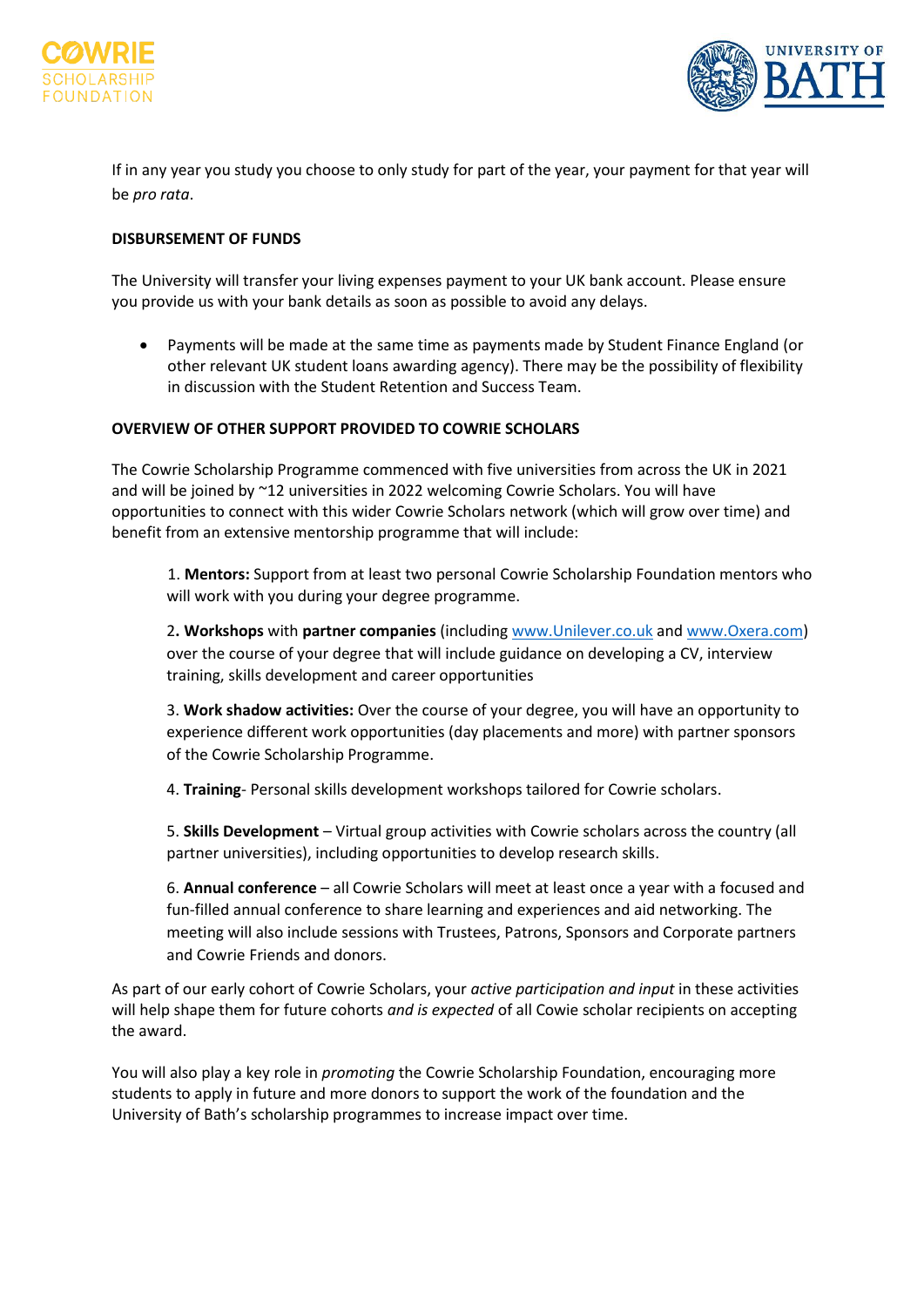If in any year you study you choose to only study for part of the year, your payment for that year will be *pro rata*.

**DISBURSEMENT OF FUNDS**

The University will transfer your living expenses payment to your UK bank account. Please ensure you provide us with your bank details as soon as possible to avoid any delays.

- Payments will be made at the same time as payments made by Student Finance England (or other relevant UK student loans awarding agency). There may be the possibility of flexibility in discussion with the Student Retention and Success Team.

**OVERVIEW OF OTHER SUPPORT PROVIDED TO COWRIE SCHOLARS**

The Cowrie Scholarship Programme commenced with five universities from across the UK in 2021 and will be joined by ~12 universities in 2022 welcoming Cowrie Scholars. You will have opportunities to connect with this wider Cowrie Scholars network (which will grow over time) and benefit from an extensive mentorship programme that will include:

1. **Mentors:** Support from at least two personal Cowrie Scholarship Foundation mentors who will work with you during your degree programme.

2**. Workshops** with **partner companies** (including [www.Unilever.co.uk](www.Unilever.co.uk) and [www.Oxera.com](www.Oxera.com)) over the course of your degree that will include guidance on developing a CV, interview training, skills development and career opportunities

3. **Work shadow activities:** Over the course of your degree, you will have an opportunity to experience different work opportunities (day placements and more) with partner sponsors of the Cowrie Scholarship Programme.

4. **Training**- Personal skills development workshops tailored for Cowrie scholars.

5. **Skills Development** – Virtual group activities with Cowrie scholars across the country (all partner universities), including opportunities to develop research skills.

6. **Annual conference** – all Cowrie Scholars will meet at least once a year with a focused and fun-filled annual conference to share learning and experiences and aid networking. The meeting will also include sessions with Trustees, Patrons, Sponsors and Corporate partners and Cowrie Friends and donors.

As part of our early cohort of Cowrie Scholars, your *active participation and input* in these activities will help shape them for future cohorts *and is expected* of all Cowie scholar recipients on accepting the award.

You will also play a key role in *promoting* the Cowrie Scholarship Foundation, encouraging more students to apply in future and more donors to support the work of the foundation and the University of Bath's scholarship programmes to increase impact over time.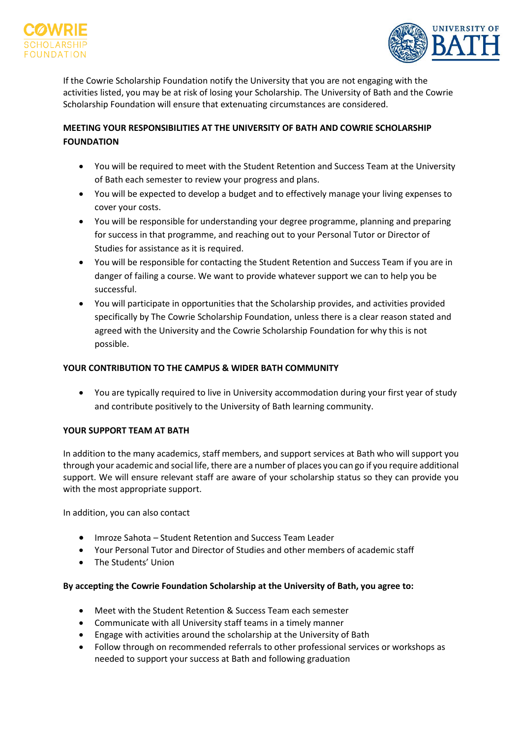If the Cowrie Scholarship Foundation notify the University that you are not engaging with the activities listed, you may be at risk of losing your Scholarship. The University of Bath and the Cowrie Scholarship Foundation will ensure that extenuating circumstances are considered.

## MEETING YOUR RESPONSIBILITIES AT THE UNIVERSITY OF BATH AND COWRIE SCHOLARSHIP FOUNDATION

- You will be required to meet with the Student Retention and Success Team at the University of Bath each semester to review your progress and plans.
- You will be expected to develop a budget and to effectively manage your living expenses to cover your costs.
- You will be responsible for understanding your degree programme, planning and preparing for success in that programme, and reaching out to your Personal Tutor or Director of Studies for assistance as it is required.
- You will be responsible for contacting the Student Retention and Success Team if you are in danger of failing a course. We want to provide whatever support we can to help you be successful.
- You will participate in opportunities that the Scholarship provides, and activities provided specifically by The Cowrie Scholarship Foundation, unless there is a clear reason stated and agreed with the University and the Cowrie Scholarship Foundation for why this is not possible.

## YOUR CONTRIBUTION TO THE CAMPUS & WIDER BATH COMMUNITY

- You are typically required to live in University accommodation during your first year of study and contribute positively to the University of Bath learning community.

## YOUR SUPPORT TEAM AT BATH

In addition to the many academics, staff members, and support services at Bath who will support you through your academic and social life, there are a number of places you can go if you require additional support. We will ensure relevant staff are aware of your scholarship status so they can provide you with the most appropriate support.

In addition, you can also contact

- Imroze Sahota – Student Retention and Success Team Leader
- Your Personal Tutor and Director of Studies and other members of academic staff
- The Students' Union

**By accepting the Cowrie Foundation Scholarship at the University of Bath, you agree to:**

- Meet with the Student Retention & Success Team each semester
- Communicate with all University staff teams in a timely manner
- Engage with activities around the scholarship at the University of Bath
- Follow through on recommended referrals to other professional services or workshops as needed to support your success at Bath and following graduation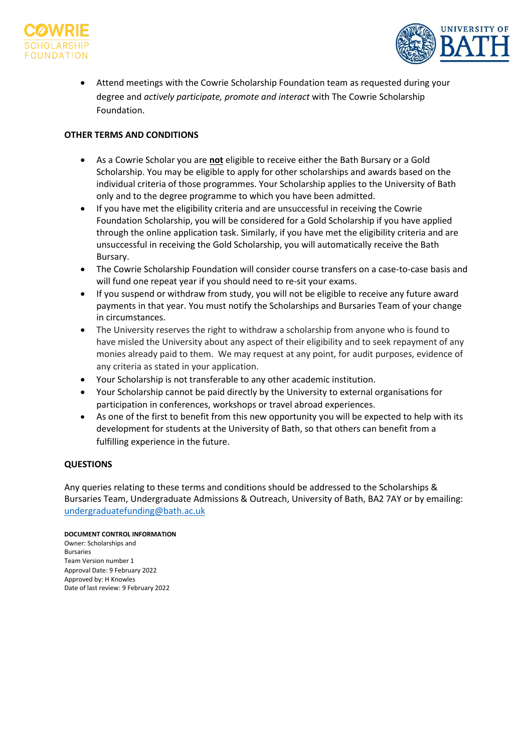- Attend meetings with the Cowrie Scholarship Foundation team as requested during your degree and *actively participate, promote and interact* with The Cowrie Scholarship Foundation.

**OTHER TERMS AND CONDITIONS**

- As a Cowrie Scholar you are **not** eligible to receive either the Bath Bursary or a Gold Scholarship. You may be eligible to apply for other scholarships and awards based on the individual criteria of those programmes. Your Scholarship applies to the University of Bath only and to the degree programme to which you have been admitted.
- If you have met the eligibility criteria and are unsuccessful in receiving the Cowrie Foundation Scholarship, you will be considered for a Gold Scholarship if you have applied through the online application task. Similarly, if you have met the eligibility criteria and are unsuccessful in receiving the Gold Scholarship, you will automatically receive the Bath Bursary.
- The Cowrie Scholarship Foundation will consider course transfers on a case-to-case basis and will fund one repeat year if you should need to re-sit your exams.
- If you suspend or withdraw from study, you will not be eligible to receive any future award payments in that year. You must notify the Scholarships and Bursaries Team of your change in circumstances.
- The University reserves the right to withdraw a scholarship from anyone who is found to have misled the University about any aspect of their eligibility and to seek repayment of any monies already paid to them. We may request at any point, for audit purposes, evidence of any criteria as stated in your application.
- Your Scholarship is not transferable to any other academic institution.
- Your Scholarship cannot be paid directly by the University to external organisations for participation in conferences, workshops or travel abroad experiences.
- As one of the first to benefit from this new opportunity you will be expected to help with its development for students at the University of Bath, so that others can benefit from a fulfilling experience in the future.

**QUESTIONS**

Any queries relating to these terms and conditions should be addressed to the Scholarships & Bursaries Team, Undergraduate Admissions & Outreach, University of Bath, BA2 7AY or by emailing: undergraduatefunding@bath.ac.uk

**DOCUMENT CONTROL INFORMATION**
Owner: Scholarships and Bursaries
Team Version number 1
Approval Date: 9 February 2022
Approved by: H Knowles
Date of last review: 9 February 2022